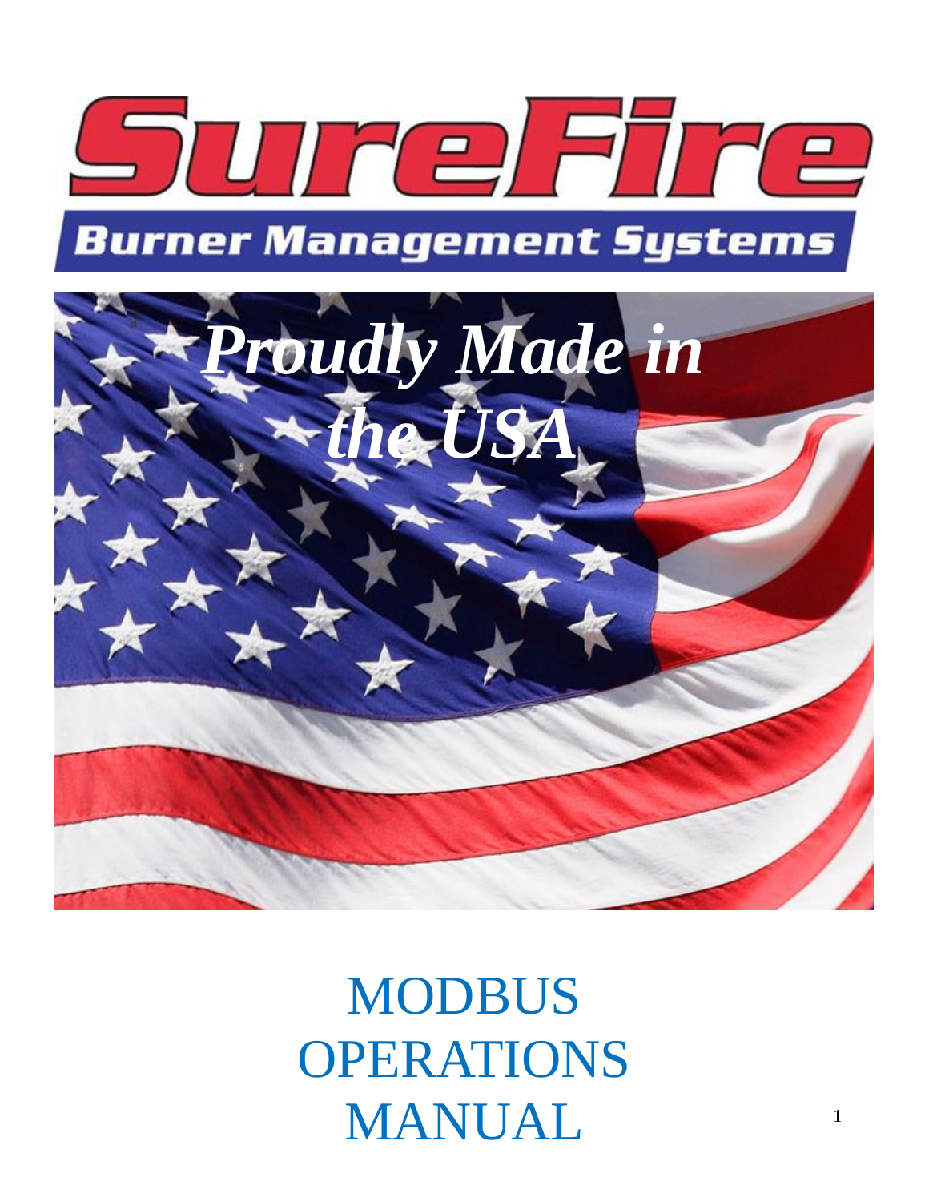# SureFire

## Burner Management Systems

*Proudly Made in the USA*

# MODBUS OPERATIONS MANUAL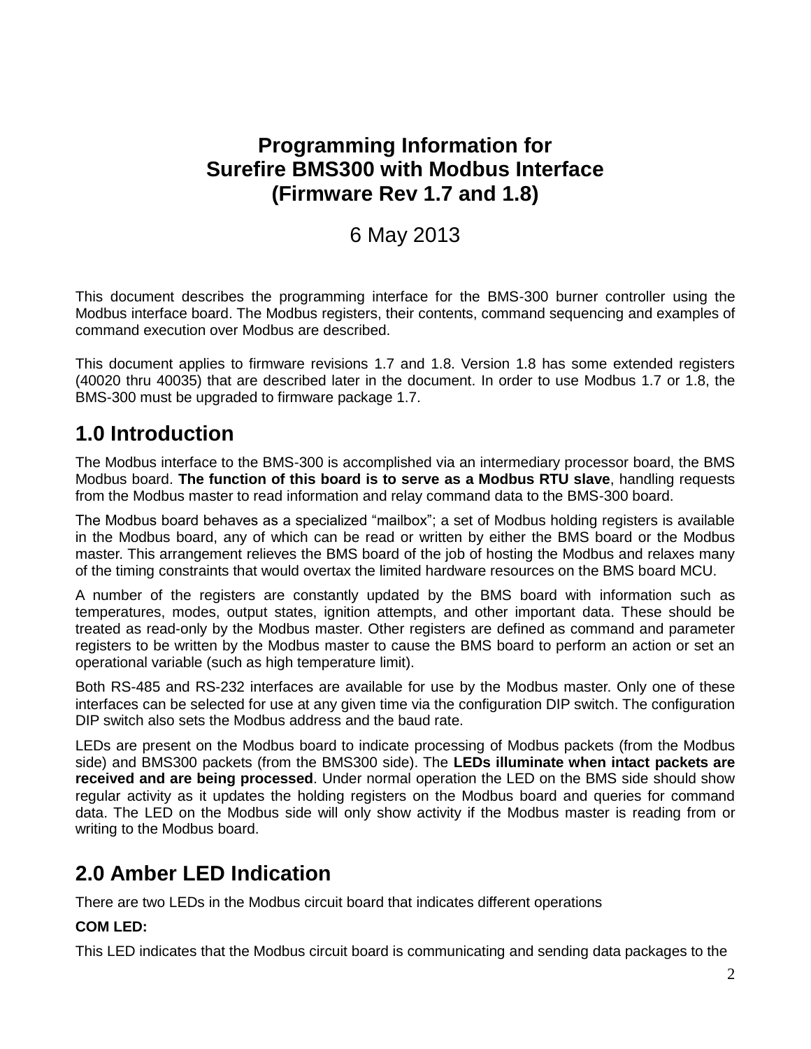# Programming Information for Surefire BMS300 with Modbus Interface (Firmware Rev 1.7 and 1.8)

6 May 2013

This document describes the programming interface for the BMS-300 burner controller using the Modbus interface board. The Modbus registers, their contents, command sequencing and examples of command execution over Modbus are described.

This document applies to firmware revisions 1.7 and 1.8. Version 1.8 has some extended registers (40020 thru 40035) that are described later in the document. In order to use Modbus 1.7 or 1.8, the BMS-300 must be upgraded to firmware package 1.7.

## 1.0 Introduction

The Modbus interface to the BMS-300 is accomplished via an intermediary processor board, the BMS Modbus board. **The function of this board is to serve as a Modbus RTU slave**, handling requests from the Modbus master to read information and relay command data to the BMS-300 board.

The Modbus board behaves as a specialized "mailbox"; a set of Modbus holding registers is available in the Modbus board, any of which can be read or written by either the BMS board or the Modbus master. This arrangement relieves the BMS board of the job of hosting the Modbus and relaxes many of the timing constraints that would overtax the limited hardware resources on the BMS board MCU.

A number of the registers are constantly updated by the BMS board with information such as temperatures, modes, output states, ignition attempts, and other important data. These should be treated as read-only by the Modbus master. Other registers are defined as command and parameter registers to be written by the Modbus master to cause the BMS board to perform an action or set an operational variable (such as high temperature limit).

Both RS-485 and RS-232 interfaces are available for use by the Modbus master. Only one of these interfaces can be selected for use at any given time via the configuration DIP switch. The configuration DIP switch also sets the Modbus address and the baud rate.

LEDs are present on the Modbus board to indicate processing of Modbus packets (from the Modbus side) and BMS300 packets (from the BMS300 side). The **LEDs illuminate when intact packets are received and are being processed**. Under normal operation the LED on the BMS side should show regular activity as it updates the holding registers on the Modbus board and queries for command data. The LED on the Modbus side will only show activity if the Modbus master is reading from or writing to the Modbus board.

## 2.0 Amber LED Indication

There are two LEDs in the Modbus circuit board that indicates different operations

**COM LED:**

This LED indicates that the Modbus circuit board is communicating and sending data packages to the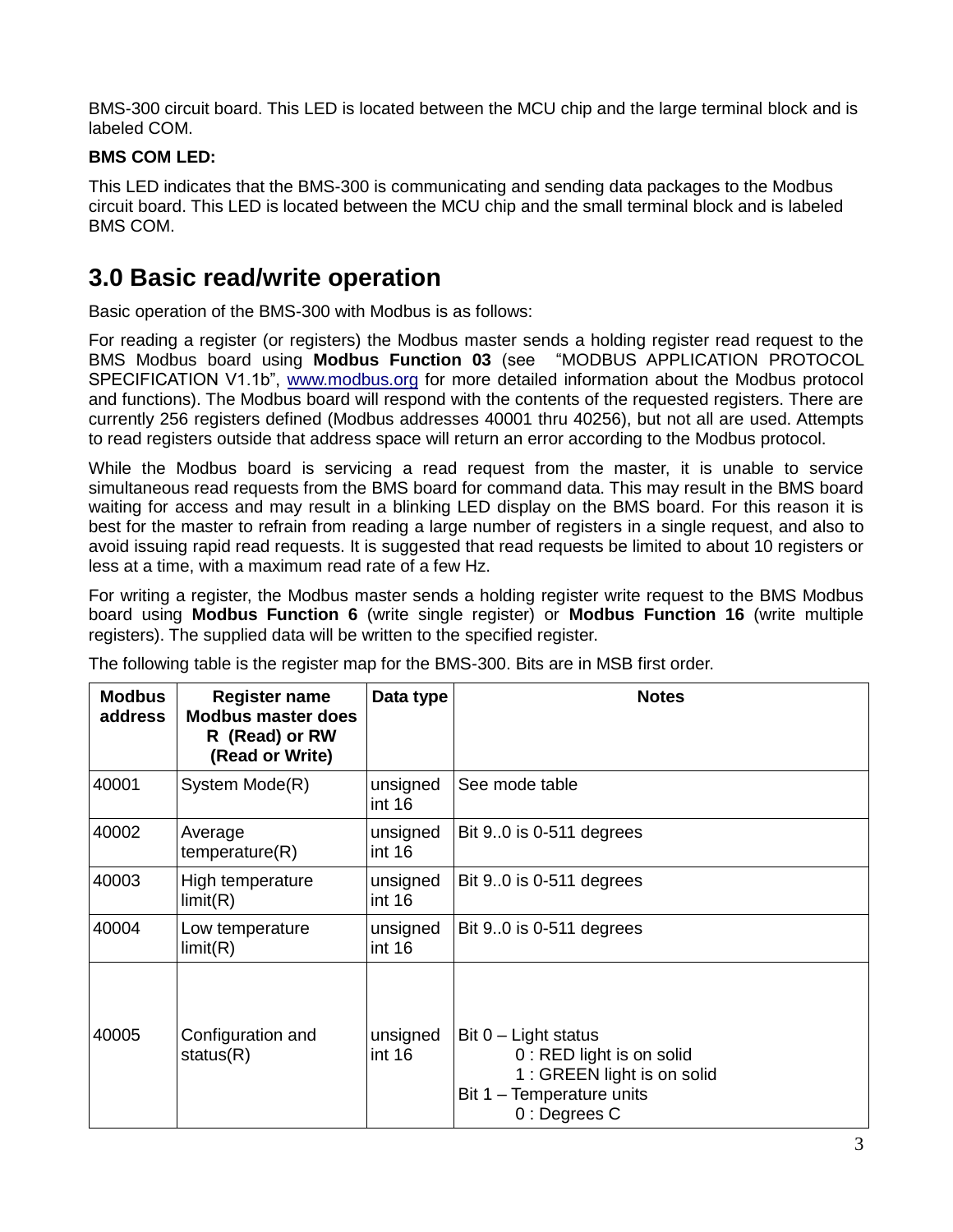BMS-300 circuit board. This LED is located between the MCU chip and the large terminal block and is labeled COM.

**BMS COM LED:**

This LED indicates that the BMS-300 is communicating and sending data packages to the Modbus circuit board. This LED is located between the MCU chip and the small terminal block and is labeled BMS COM.

## 3.0 Basic read/write operation

Basic operation of the BMS-300 with Modbus is as follows:

For reading a register (or registers) the Modbus master sends a holding register read request to the BMS Modbus board using **Modbus Function 03** (see "MODBUS APPLICATION PROTOCOL SPECIFICATION V1.1b", www.modbus.org for more detailed information about the Modbus protocol and functions). The Modbus board will respond with the contents of the requested registers. There are currently 256 registers defined (Modbus addresses 40001 thru 40256), but not all are used. Attempts to read registers outside that address space will return an error according to the Modbus protocol.

While the Modbus board is servicing a read request from the master, it is unable to service simultaneous read requests from the BMS board for command data. This may result in the BMS board waiting for access and may result in a blinking LED display on the BMS board. For this reason it is best for the master to refrain from reading a large number of registers in a single request, and also to avoid issuing rapid read requests. It is suggested that read requests be limited to about 10 registers or less at a time, with a maximum read rate of a few Hz.

For writing a register, the Modbus master sends a holding register write request to the BMS Modbus board using **Modbus Function 6** (write single register) or **Modbus Function 16** (write multiple registers). The supplied data will be written to the specified register.

The following table is the register map for the BMS-300. Bits are in MSB first order.

| Modbus address | Register name Modbus master does R (Read) or RW (Read or Write) | Data type | Notes |
|---|---|---|---|
| 40001 | System Mode(R) | unsigned int 16 | See mode table |
| 40002 | Average temperature(R) | unsigned int 16 | Bit 9..0 is 0-511 degrees |
| 40003 | High temperature limit(R) | unsigned int 16 | Bit 9..0 is 0-511 degrees |
| 40004 | Low temperature limit(R) | unsigned int 16 | Bit 9..0 is 0-511 degrees |
| 40005 | Configuration and status(R) | unsigned int 16 | Bit 0 – Light status<br>0 : RED light is on solid<br>1 : GREEN light is on solid<br>Bit 1 – Temperature units<br>0 : Degrees C |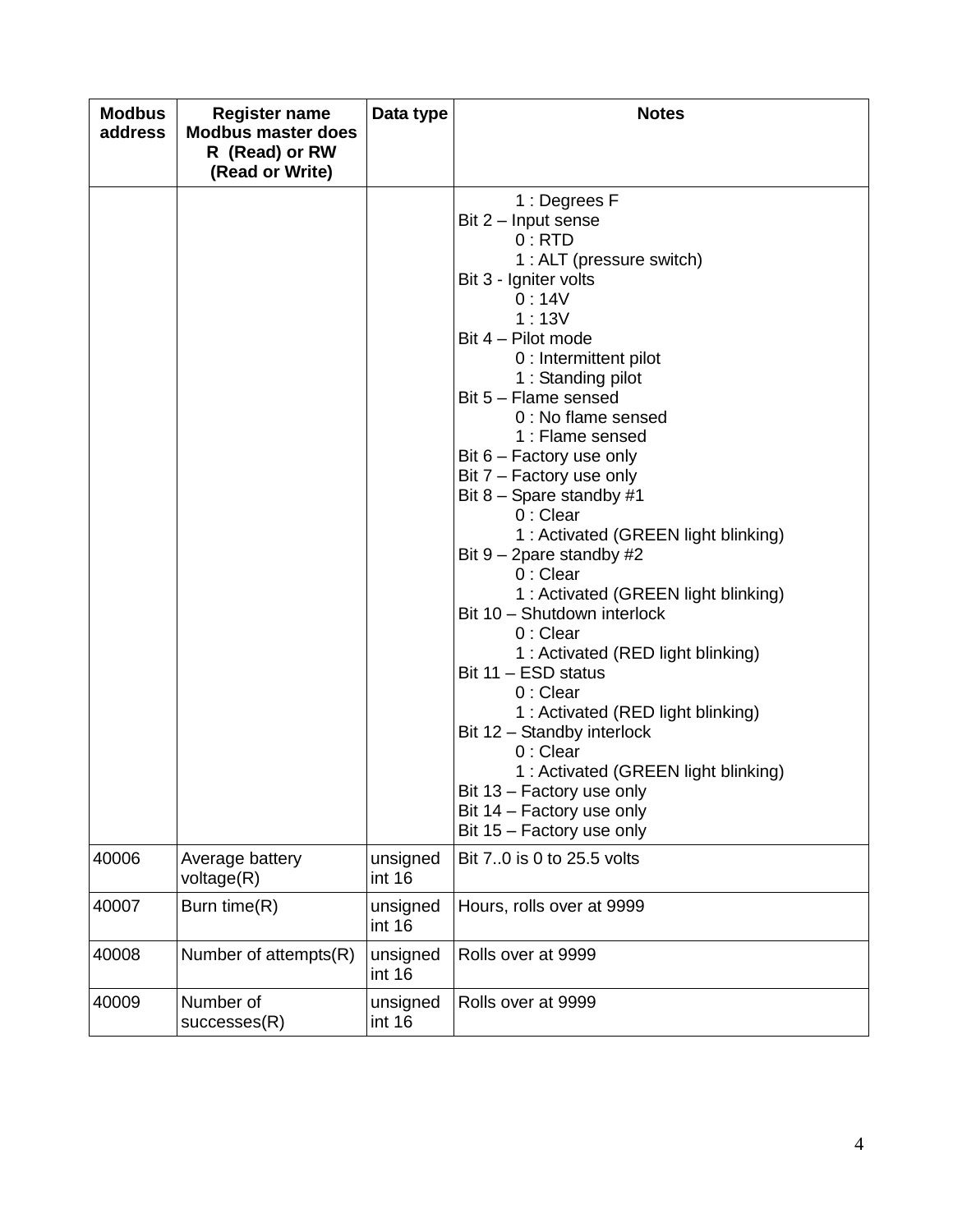| Modbus address | Register name Modbus master does R (Read) or RW (Read or Write) | Data type | Notes |
|---|---|---|---|
| | | | 1 : Degrees F<br>Bit 2 – Input sense<br>0 : RTD<br>1 : ALT (pressure switch)<br>Bit 3 - Igniter volts<br>0 : 14V<br>1 : 13V<br>Bit 4 – Pilot mode<br>0 : Intermittent pilot<br>1 : Standing pilot<br>Bit 5 – Flame sensed<br>0 : No flame sensed<br>1 : Flame sensed<br>Bit 6 – Factory use only<br>Bit 7 – Factory use only<br>Bit 8 – Spare standby #1<br>0 : Clear<br>1 : Activated (GREEN light blinking)<br>Bit 9 – 2pare standby #2<br>0 : Clear<br>1 : Activated (GREEN light blinking)<br>Bit 10 – Shutdown interlock<br>0 : Clear<br>1 : Activated (RED light blinking)<br>Bit 11 – ESD status<br>0 : Clear<br>1 : Activated (RED light blinking)<br>Bit 12 – Standby interlock<br>0 : Clear<br>1 : Activated (GREEN light blinking)<br>Bit 13 – Factory use only<br>Bit 14 – Factory use only<br>Bit 15 – Factory use only |
| 40006 | Average battery voltage(R) | unsigned int 16 | Bit 7..0 is 0 to 25.5 volts |
| 40007 | Burn time(R) | unsigned int 16 | Hours, rolls over at 9999 |
| 40008 | Number of attempts(R) | unsigned int 16 | Rolls over at 9999 |
| 40009 | Number of successes(R) | unsigned int 16 | Rolls over at 9999 |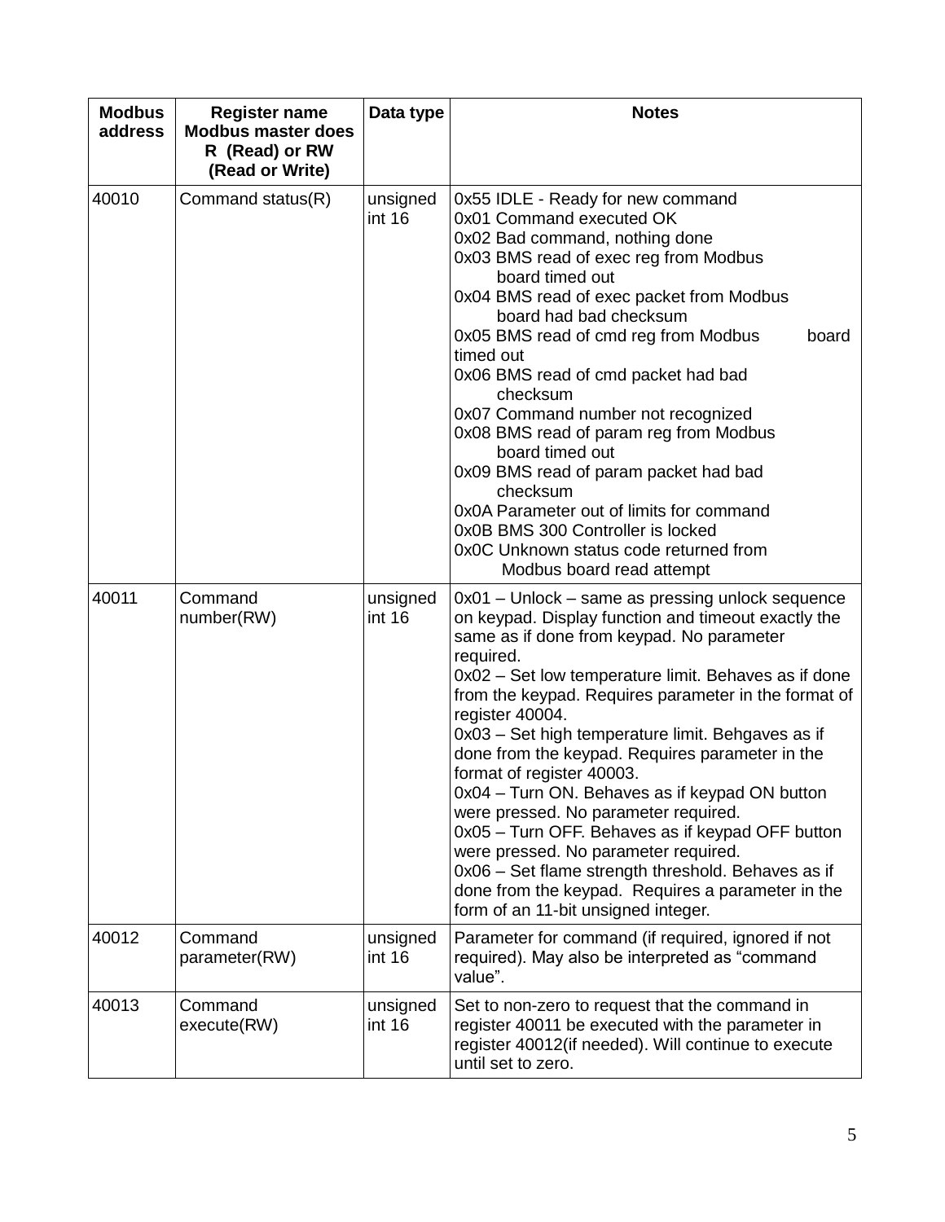| Modbus address | Register name Modbus master does R (Read) or RW (Read or Write) | Data type | Notes |
|---|---|---|---|
| 40010 | Command status(R) | unsigned int 16 | 0x55 IDLE - Ready for new command<br>0x01 Command executed OK<br>0x02 Bad command, nothing done<br>0x03 BMS read of exec reg from Modbus board timed out<br>0x04 BMS read of exec packet from Modbus board had bad checksum<br>0x05 BMS read of cmd reg from Modbus board timed out<br>0x06 BMS read of cmd packet had bad checksum<br>0x07 Command number not recognized<br>0x08 BMS read of param reg from Modbus board timed out<br>0x09 BMS read of param packet had bad checksum<br>0x0A Parameter out of limits for command<br>0x0B BMS 300 Controller is locked<br>0x0C Unknown status code returned from Modbus board read attempt |
| 40011 | Command number(RW) | unsigned int 16 | 0x01 – Unlock – same as pressing unlock sequence on keypad. Display function and timeout exactly the same as if done from keypad. No parameter required.<br>0x02 – Set low temperature limit. Behaves as if done from the keypad. Requires parameter in the format of register 40004.<br>0x03 – Set high temperature limit. Behgaves as if done from the keypad. Requires parameter in the format of register 40003.<br>0x04 – Turn ON. Behaves as if keypad ON button were pressed. No parameter required.<br>0x05 – Turn OFF. Behaves as if keypad OFF button were pressed. No parameter required.<br>0x06 – Set flame strength threshold. Behaves as if done from the keypad. Requires a parameter in the form of an 11-bit unsigned integer. |
| 40012 | Command parameter(RW) | unsigned int 16 | Parameter for command (if required, ignored if not required). May also be interpreted as “command value”. |
| 40013 | Command execute(RW) | unsigned int 16 | Set to non-zero to request that the command in register 40011 be executed with the parameter in register 40012(if needed). Will continue to execute until set to zero. |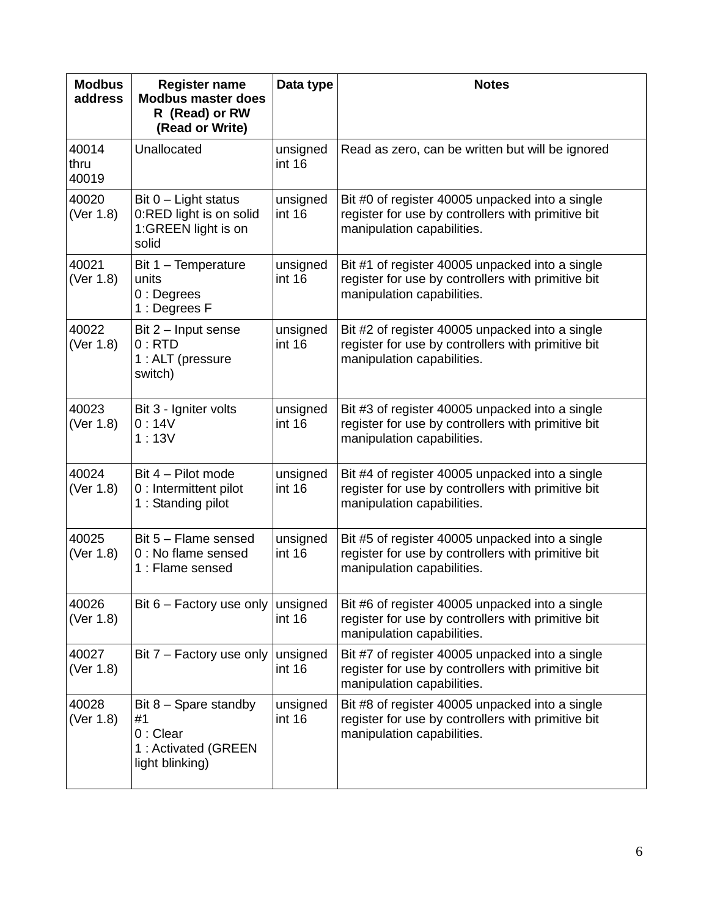| Modbus address | Register name Modbus master does R (Read) or RW (Read or Write) | Data type | Notes |
|---|---|---|---|
| 40014 thru 40019 | Unallocated | unsigned int 16 | Read as zero, can be written but will be ignored |
| 40020 (Ver 1.8) | Bit 0 – Light status<br>0:RED light is on solid<br>1:GREEN light is on solid | unsigned int 16 | Bit #0 of register 40005 unpacked into a single register for use by controllers with primitive bit manipulation capabilities. |
| 40021 (Ver 1.8) | Bit 1 – Temperature units<br>0 : Degrees<br>1 : Degrees F | unsigned int 16 | Bit #1 of register 40005 unpacked into a single register for use by controllers with primitive bit manipulation capabilities. |
| 40022 (Ver 1.8) | Bit 2 – Input sense<br>0 : RTD<br>1 : ALT (pressure switch) | unsigned int 16 | Bit #2 of register 40005 unpacked into a single register for use by controllers with primitive bit manipulation capabilities. |
| 40023 (Ver 1.8) | Bit 3 - Igniter volts<br>0 : 14V<br>1 : 13V | unsigned int 16 | Bit #3 of register 40005 unpacked into a single register for use by controllers with primitive bit manipulation capabilities. |
| 40024 (Ver 1.8) | Bit 4 – Pilot mode<br>0 : Intermittent pilot<br>1 : Standing pilot | unsigned int 16 | Bit #4 of register 40005 unpacked into a single register for use by controllers with primitive bit manipulation capabilities. |
| 40025 (Ver 1.8) | Bit 5 – Flame sensed<br>0 : No flame sensed<br>1 : Flame sensed | unsigned int 16 | Bit #5 of register 40005 unpacked into a single register for use by controllers with primitive bit manipulation capabilities. |
| 40026 (Ver 1.8) | Bit 6 – Factory use only | unsigned int 16 | Bit #6 of register 40005 unpacked into a single register for use by controllers with primitive bit manipulation capabilities. |
| 40027 (Ver 1.8) | Bit 7 – Factory use only | unsigned int 16 | Bit #7 of register 40005 unpacked into a single register for use by controllers with primitive bit manipulation capabilities. |
| 40028 (Ver 1.8) | Bit 8 – Spare standby #1<br>0 : Clear<br>1 : Activated (GREEN light blinking) | unsigned int 16 | Bit #8 of register 40005 unpacked into a single register for use by controllers with primitive bit manipulation capabilities. |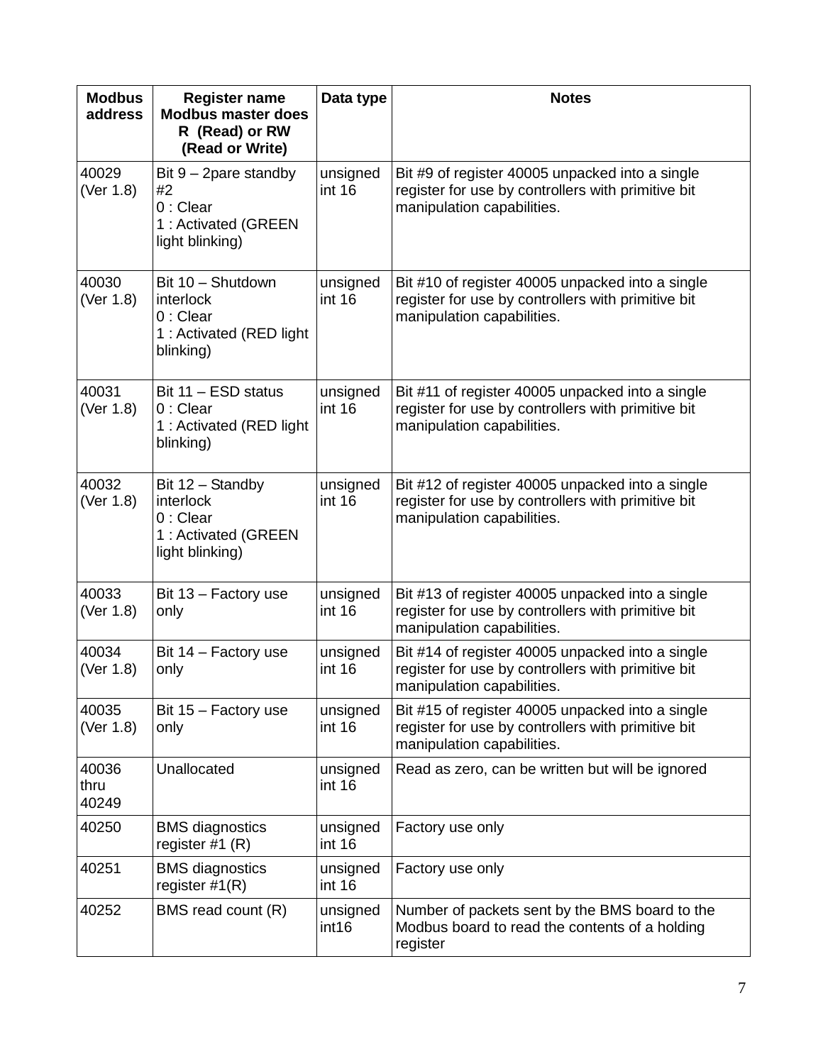| Modbus address | Register name Modbus master does R (Read) or RW (Read or Write) | Data type | Notes |
|---|---|---|---|
| 40029 (Ver 1.8) | Bit 9 – 2pare standby #2<br>0 : Clear<br>1 : Activated (GREEN light blinking) | unsigned int 16 | Bit #9 of register 40005 unpacked into a single register for use by controllers with primitive bit manipulation capabilities. |
| 40030 (Ver 1.8) | Bit 10 – Shutdown interlock<br>0 : Clear<br>1 : Activated (RED light blinking) | unsigned int 16 | Bit #10 of register 40005 unpacked into a single register for use by controllers with primitive bit manipulation capabilities. |
| 40031 (Ver 1.8) | Bit 11 – ESD status<br>0 : Clear<br>1 : Activated (RED light blinking) | unsigned int 16 | Bit #11 of register 40005 unpacked into a single register for use by controllers with primitive bit manipulation capabilities. |
| 40032 (Ver 1.8) | Bit 12 – Standby interlock<br>0 : Clear<br>1 : Activated (GREEN light blinking) | unsigned int 16 | Bit #12 of register 40005 unpacked into a single register for use by controllers with primitive bit manipulation capabilities. |
| 40033 (Ver 1.8) | Bit 13 – Factory use only | unsigned int 16 | Bit #13 of register 40005 unpacked into a single register for use by controllers with primitive bit manipulation capabilities. |
| 40034 (Ver 1.8) | Bit 14 – Factory use only | unsigned int 16 | Bit #14 of register 40005 unpacked into a single register for use by controllers with primitive bit manipulation capabilities. |
| 40035 (Ver 1.8) | Bit 15 – Factory use only | unsigned int 16 | Bit #15 of register 40005 unpacked into a single register for use by controllers with primitive bit manipulation capabilities. |
| 40036 thru 40249 | Unallocated | unsigned int 16 | Read as zero, can be written but will be ignored |
| 40250 | BMS diagnostics register #1 (R) | unsigned int 16 | Factory use only |
| 40251 | BMS diagnostics register #1(R) | unsigned int 16 | Factory use only |
| 40252 | BMS read count (R) | unsigned int16 | Number of packets sent by the BMS board to the Modbus board to read the contents of a holding register |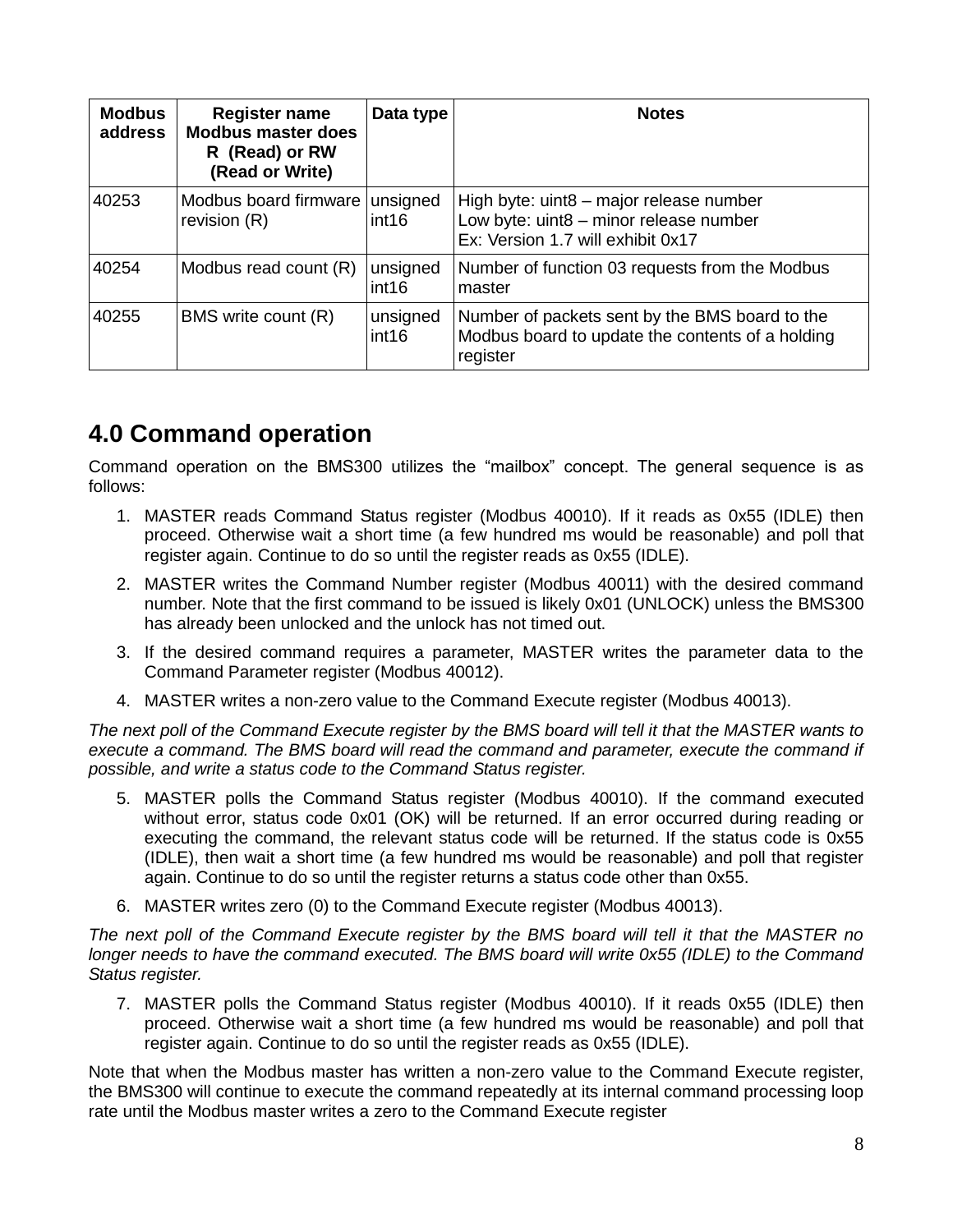| Modbus address | Register name Modbus master does R (Read) or RW (Read or Write) | Data type | Notes |
|---|---|---|---|
| 40253 | Modbus board firmware revision (R) | unsigned int16 | High byte: uint8 – major release number<br>Low byte: uint8 – minor release number<br>Ex: Version 1.7 will exhibit 0x17 |
| 40254 | Modbus read count (R) | unsigned int16 | Number of function 03 requests from the Modbus master |
| 40255 | BMS write count (R) | unsigned int16 | Number of packets sent by the BMS board to the Modbus board to update the contents of a holding register |

## 4.0 Command operation

Command operation on the BMS300 utilizes the "mailbox" concept. The general sequence is as follows:

1. MASTER reads Command Status register (Modbus 40010). If it reads as 0x55 (IDLE) then proceed. Otherwise wait a short time (a few hundred ms would be reasonable) and poll that register again. Continue to do so until the register reads as 0x55 (IDLE).
2. MASTER writes the Command Number register (Modbus 40011) with the desired command number. Note that the first command to be issued is likely 0x01 (UNLOCK) unless the BMS300 has already been unlocked and the unlock has not timed out.
3. If the desired command requires a parameter, MASTER writes the parameter data to the Command Parameter register (Modbus 40012).
4. MASTER writes a non-zero value to the Command Execute register (Modbus 40013).

*The next poll of the Command Execute register by the BMS board will tell it that the MASTER wants to execute a command. The BMS board will read the command and parameter, execute the command if possible, and write a status code to the Command Status register.*

5. MASTER polls the Command Status register (Modbus 40010). If the command executed without error, status code 0x01 (OK) will be returned. If an error occurred during reading or executing the command, the relevant status code will be returned. If the status code is 0x55 (IDLE), then wait a short time (a few hundred ms would be reasonable) and poll that register again. Continue to do so until the register returns a status code other than 0x55.
6. MASTER writes zero (0) to the Command Execute register (Modbus 40013).

*The next poll of the Command Execute register by the BMS board will tell it that the MASTER no longer needs to have the command executed. The BMS board will write 0x55 (IDLE) to the Command Status register.*

7. MASTER polls the Command Status register (Modbus 40010). If it reads as 0x55 (IDLE) then proceed. Otherwise wait a short time (a few hundred ms would be reasonable) and poll that register again. Continue to do so until the register reads as 0x55 (IDLE).

Note that when the Modbus master has written a non-zero value to the Command Execute register, the BMS300 will continue to execute the command repeatedly at its internal command processing loop rate until the Modbus master writes a zero to the Command Execute register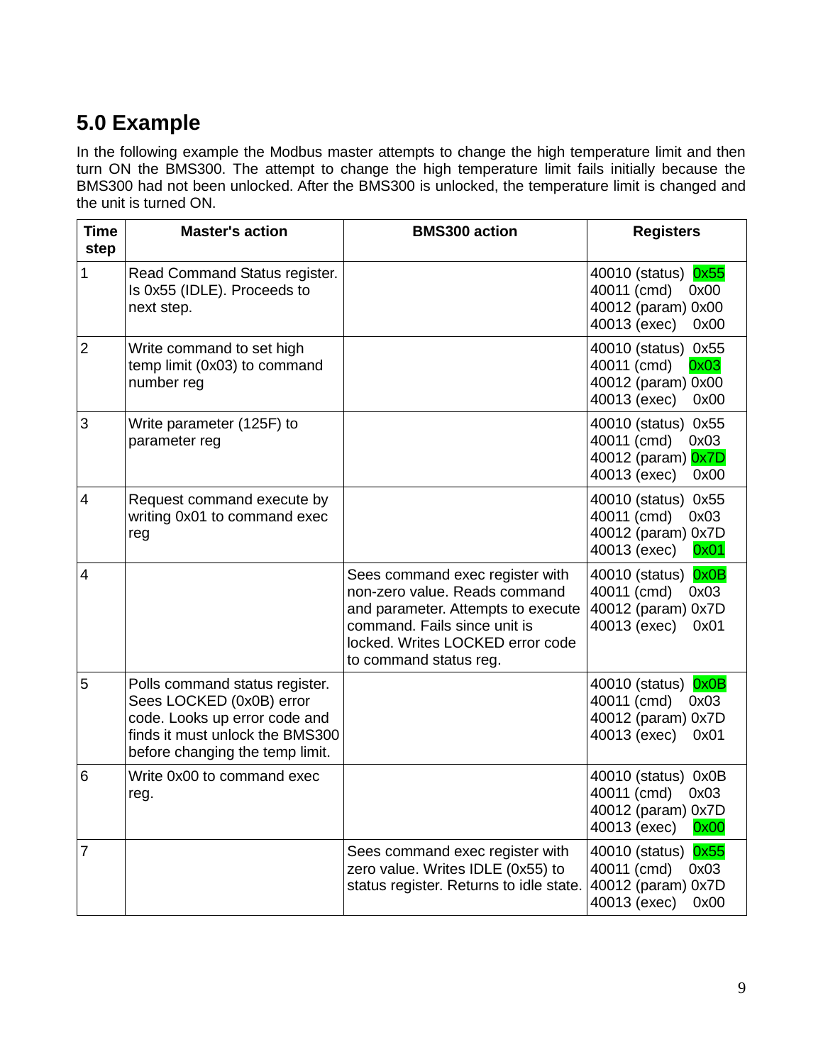## 5.0 Example

In the following example the Modbus master attempts to change the high temperature limit and then turn ON the BMS300. The attempt to change the high temperature limit fails initially because the BMS300 had not been unlocked. After the BMS300 is unlocked, the temperature limit is changed and the unit is turned ON.

| Time step | Master's action | BMS300 action | Registers |
|---|---|---|---|
| 1 | Read Command Status register. Is 0x55 (IDLE). Proceeds to next step. | | 40010 (status) 0x55<br>40011 (cmd) 0x00<br>40012 (param) 0x00<br>40013 (exec) 0x00 |
| 2 | Write command to set high temp limit (0x03) to command number reg | | 40010 (status) 0x55<br>40011 (cmd) 0x03<br>40012 (param) 0x00<br>40013 (exec) 0x00 |
| 3 | Write parameter (125F) to parameter reg | | 40010 (status) 0x55<br>40011 (cmd) 0x03<br>40012 (param) 0x7D<br>40013 (exec) 0x00 |
| 4 | Request command execute by writing 0x01 to command exec reg | | 40010 (status) 0x55<br>40011 (cmd) 0x03<br>40012 (param) 0x7D<br>40013 (exec) 0x01 |
| 4 | | Sees command exec register with non-zero value. Reads command and parameter. Attempts to execute command. Fails since unit is locked. Writes LOCKED error code to command status reg. | 40010 (status) 0x0B<br>40011 (cmd) 0x03<br>40012 (param) 0x7D<br>40013 (exec) 0x01 |
| 5 | Polls command status register. Sees LOCKED (0x0B) error code. Looks up error code and finds it must unlock the BMS300 before changing the temp limit. | | 40010 (status) 0x0B<br>40011 (cmd) 0x03<br>40012 (param) 0x7D<br>40013 (exec) 0x01 |
| 6 | Write 0x00 to command exec reg. | | 40010 (status) 0x0B<br>40011 (cmd) 0x03<br>40012 (param) 0x7D<br>40013 (exec) 0x00 |
| 7 | | Sees command exec register with zero value. Writes IDLE (0x55) to status register. Returns to idle state. | 40010 (status) 0x55<br>40011 (cmd) 0x03<br>40012 (param) 0x7D<br>40013 (exec) 0x00 |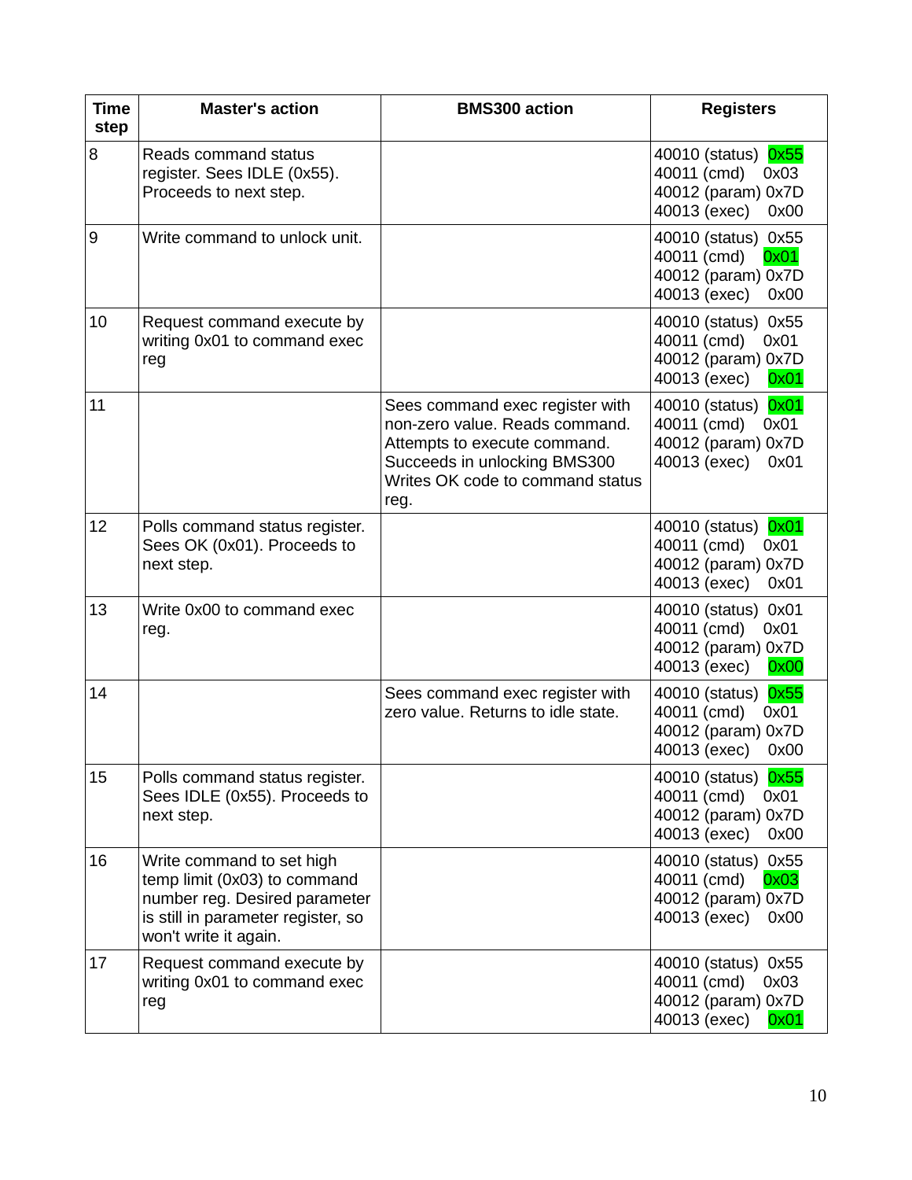| Time step | Master's action | BMS300 action | Registers |
|---|---|---|---|
| 8 | Reads command status register. Sees IDLE (0x55). Proceeds to next step. | | 40010 (status) 0x55<br>40011 (cmd) 0x03<br>40012 (param) 0x7D<br>40013 (exec) 0x00 |
| 9 | Write command to unlock unit. | | 40010 (status) 0x55<br>40011 (cmd) 0x01<br>40012 (param) 0x7D<br>40013 (exec) 0x00 |
| 10 | Request command execute by writing 0x01 to command exec reg | | 40010 (status) 0x55<br>40011 (cmd) 0x01<br>40012 (param) 0x7D<br>40013 (exec) 0x01 |
| 11 | | Sees command exec register with non-zero value. Reads command. Attempts to execute command. Succeeds in unlocking BMS300 Writes OK code to command status reg. | 40010 (status) 0x01<br>40011 (cmd) 0x01<br>40012 (param) 0x7D<br>40013 (exec) 0x01 |
| 12 | Polls command status register. Sees OK (0x01). Proceeds to next step. | | 40010 (status) 0x01<br>40011 (cmd) 0x01<br>40012 (param) 0x7D<br>40013 (exec) 0x01 |
| 13 | Write 0x00 to command exec reg. | | 40010 (status) 0x01<br>40011 (cmd) 0x01<br>40012 (param) 0x7D<br>40013 (exec) 0x00 |
| 14 | | Sees command exec register with zero value. Returns to idle state. | 40010 (status) 0x55<br>40011 (cmd) 0x01<br>40012 (param) 0x7D<br>40013 (exec) 0x00 |
| 15 | Polls command status register. Sees IDLE (0x55). Proceeds to next step. | | 40010 (status) 0x55<br>40011 (cmd) 0x01<br>40012 (param) 0x7D<br>40013 (exec) 0x00 |
| 16 | Write command to set high temp limit (0x03) to command number reg. Desired parameter is still in parameter register, so won't write it again. | | 40010 (status) 0x55<br>40011 (cmd) 0x03<br>40012 (param) 0x7D<br>40013 (exec) 0x00 |
| 17 | Request command execute by writing 0x01 to command exec reg | | 40010 (status) 0x55<br>40011 (cmd) 0x03<br>40012 (param) 0x7D<br>40013 (exec) 0x01 |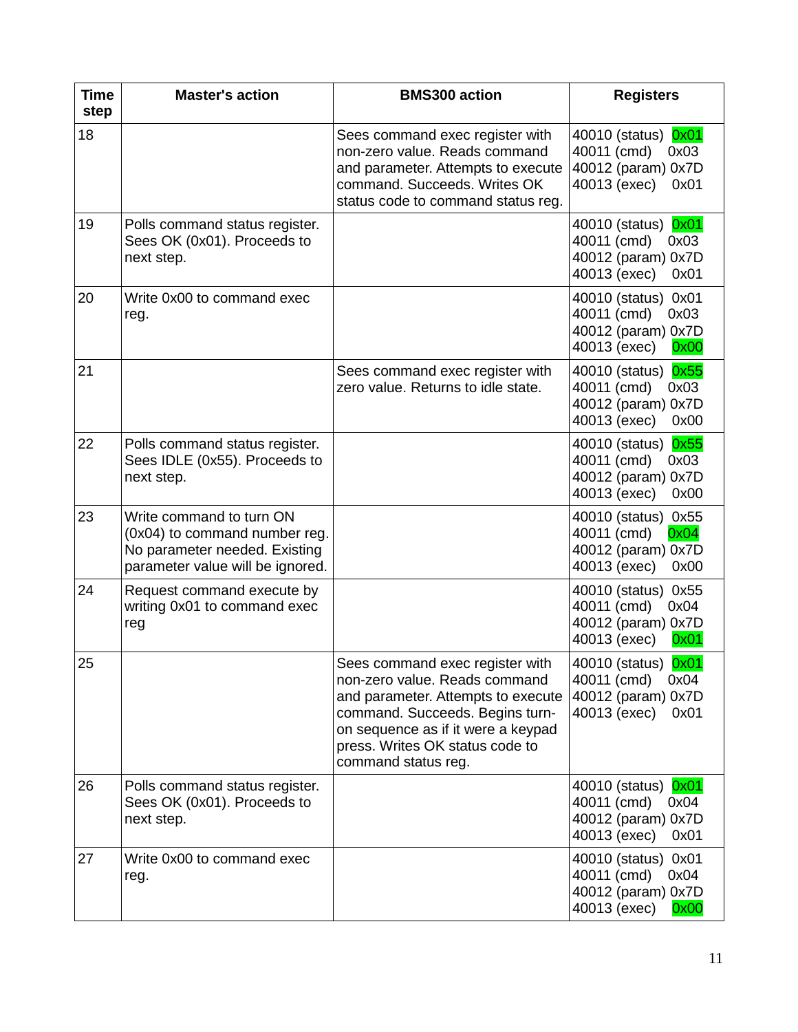| Time step | Master's action | BMS300 action | Registers |
|---|---|---|---|
| 18 | | Sees command exec register with non-zero value. Reads command and parameter. Attempts to execute command. Succeeds. Writes OK status code to command status reg. | 40010 (status) 0x01<br>40011 (cmd) 0x03<br>40012 (param) 0x7D<br>40013 (exec) 0x01 |
| 19 | Polls command status register. Sees OK (0x01). Proceeds to next step. | | 40010 (status) 0x01<br>40011 (cmd) 0x03<br>40012 (param) 0x7D<br>40013 (exec) 0x01 |
| 20 | Write 0x00 to command exec reg. | | 40010 (status) 0x01<br>40011 (cmd) 0x03<br>40012 (param) 0x7D<br>40013 (exec) 0x00 |
| 21 | | Sees command exec register with zero value. Returns to idle state. | 40010 (status) 0x55<br>40011 (cmd) 0x03<br>40012 (param) 0x7D<br>40013 (exec) 0x00 |
| 22 | Polls command status register. Sees IDLE (0x55). Proceeds to next step. | | 40010 (status) 0x55<br>40011 (cmd) 0x03<br>40012 (param) 0x7D<br>40013 (exec) 0x00 |
| 23 | Write command to turn ON (0x04) to command number reg. No parameter needed. Existing parameter value will be ignored. | | 40010 (status) 0x55<br>40011 (cmd) 0x04<br>40012 (param) 0x7D<br>40013 (exec) 0x00 |
| 24 | Request command execute by writing 0x01 to command exec reg | | 40010 (status) 0x55<br>40011 (cmd) 0x04<br>40012 (param) 0x7D<br>40013 (exec) 0x01 |
| 25 | | Sees command exec register with non-zero value. Reads command and parameter. Attempts to execute command. Succeeds. Begins turn-on sequence as if it were a keypad press. Writes OK status code to command status reg. | 40010 (status) 0x01<br>40011 (cmd) 0x04<br>40012 (param) 0x7D<br>40013 (exec) 0x01 |
| 26 | Polls command status register. Sees OK (0x01). Proceeds to next step. | | 40010 (status) 0x01<br>40011 (cmd) 0x04<br>40012 (param) 0x7D<br>40013 (exec) 0x01 |
| 27 | Write 0x00 to command exec reg. | | 40010 (status) 0x01<br>40011 (cmd) 0x04<br>40012 (param) 0x7D<br>40013 (exec) 0x00 |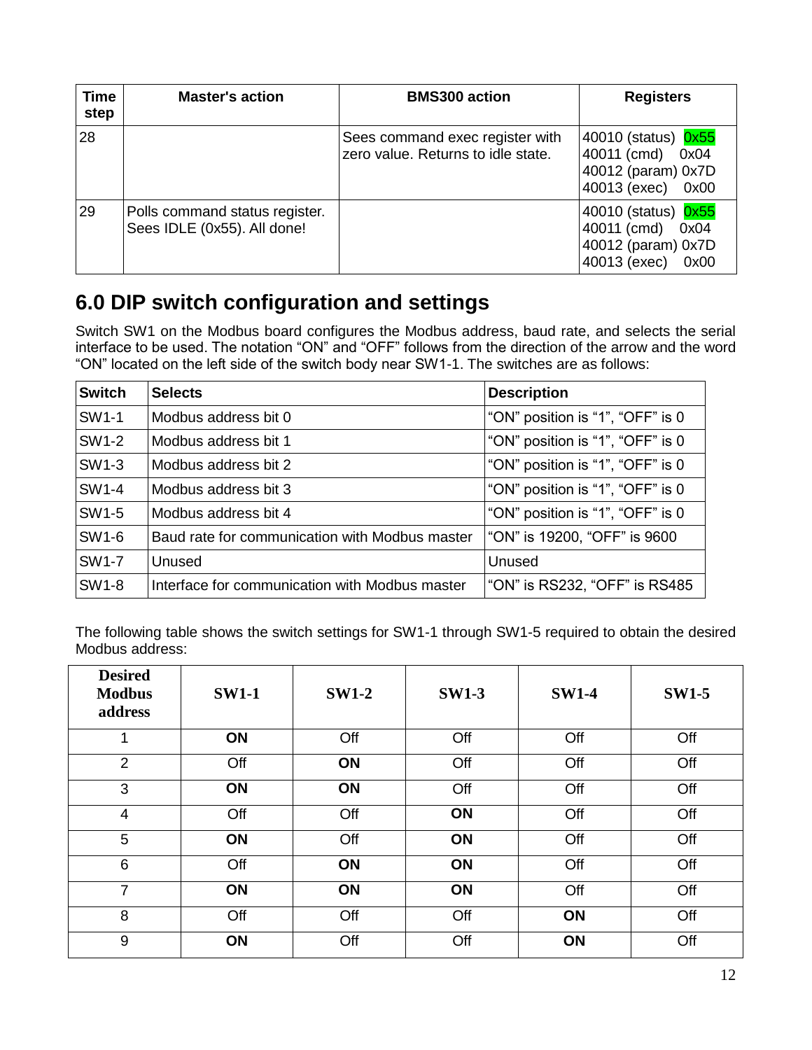| Time step | Master's action | BMS300 action | Registers |
|---|---|---|---|
| 28 | | Sees command exec register with zero value. Returns to idle state. | 40010 (status) 0x55<br>40011 (cmd) 0x04<br>40012 (param) 0x7D<br>40013 (exec) 0x00 |
| 29 | Polls command status register. Sees IDLE (0x55). All done! | | 40010 (status) 0x55<br>40011 (cmd) 0x04<br>40012 (param) 0x7D<br>40013 (exec) 0x00 |

## 6.0 DIP switch configuration and settings

Switch SW1 on the Modbus board configures the Modbus address, baud rate, and selects the serial interface to be used. The notation “ON” and “OFF” follows from the direction of the arrow and the word “ON” located on the left side of the switch body near SW1-1. The switches are as follows:

| Switch | Selects | Description |
|---|---|---|
| SW1-1 | Modbus address bit 0 | “ON” position is “1”, “OFF” is 0 |
| SW1-2 | Modbus address bit 1 | “ON” position is “1”, “OFF” is 0 |
| SW1-3 | Modbus address bit 2 | “ON” position is “1”, “OFF” is 0 |
| SW1-4 | Modbus address bit 3 | “ON” position is “1”, “OFF” is 0 |
| SW1-5 | Modbus address bit 4 | “ON” position is “1”, “OFF” is 0 |
| SW1-6 | Baud rate for communication with Modbus master | “ON” is 19200, “OFF” is 9600 |
| SW1-7 | Unused | Unused |
| SW1-8 | Interface for communication with Modbus master | “ON” is RS232, “OFF” is RS485 |

The following table shows the switch settings for SW1-1 through SW1-5 required to obtain the desired Modbus address:

| Desired Modbus address | SW1-1 | SW1-2 | SW1-3 | SW1-4 | SW1-5 |
|---|---|---|---|---|---|
| 1 | **ON** | Off | Off | Off | Off |
| 2 | Off | **ON** | Off | Off | Off |
| 3 | **ON** | **ON** | Off | Off | Off |
| 4 | Off | Off | **ON** | Off | Off |
| 5 | **ON** | Off | **ON** | Off | Off |
| 6 | Off | **ON** | **ON** | Off | Off |
| 7 | **ON** | **ON** | **ON** | Off | Off |
| 8 | Off | Off | Off | **ON** | Off |
| 9 | **ON** | Off | Off | **ON** | Off |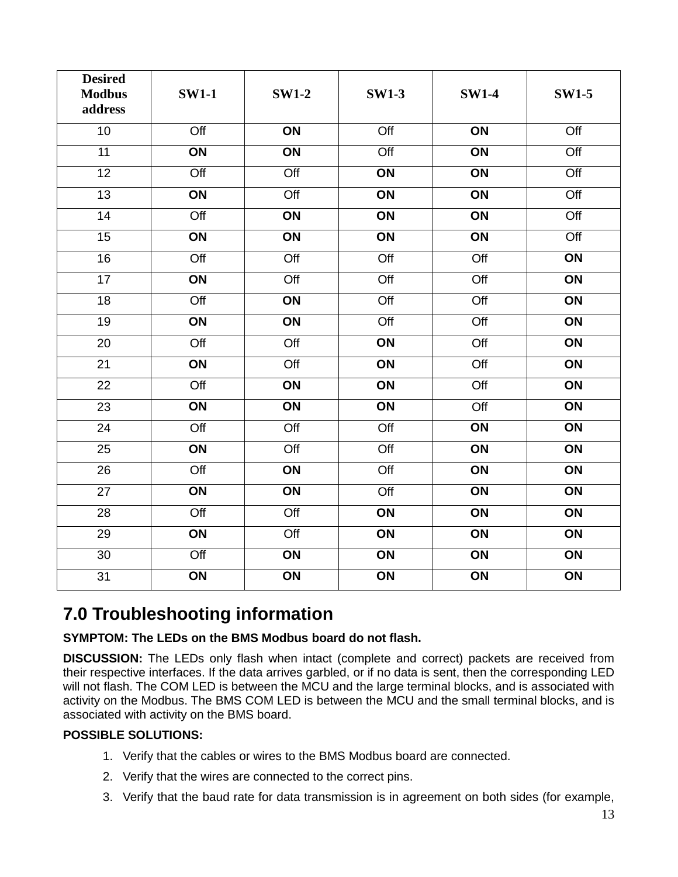| Desired Modbus address | SW1-1 | SW1-2 | SW1-3 | SW1-4 | SW1-5 |
|---|---|---|---|---|---|
| 10 | Off | **ON** | Off | **ON** | Off |
| 11 | **ON** | **ON** | Off | **ON** | Off |
| 12 | Off | Off | **ON** | **ON** | Off |
| 13 | **ON** | Off | **ON** | **ON** | Off |
| 14 | Off | **ON** | **ON** | **ON** | Off |
| 15 | **ON** | **ON** | **ON** | **ON** | Off |
| 16 | Off | Off | Off | Off | **ON** |
| 17 | **ON** | Off | Off | Off | **ON** |
| 18 | Off | **ON** | Off | Off | **ON** |
| 19 | **ON** | **ON** | Off | Off | **ON** |
| 20 | Off | Off | **ON** | Off | **ON** |
| 21 | **ON** | Off | **ON** | Off | **ON** |
| 22 | Off | **ON** | **ON** | Off | **ON** |
| 23 | **ON** | **ON** | **ON** | Off | **ON** |
| 24 | Off | Off | Off | **ON** | **ON** |
| 25 | **ON** | Off | Off | **ON** | **ON** |
| 26 | Off | **ON** | Off | **ON** | **ON** |
| 27 | **ON** | **ON** | Off | **ON** | **ON** |
| 28 | Off | Off | **ON** | **ON** | **ON** |
| 29 | **ON** | Off | **ON** | **ON** | **ON** |
| 30 | Off | **ON** | **ON** | **ON** | **ON** |
| 31 | **ON** | **ON** | **ON** | **ON** | **ON** |

## 7.0 Troubleshooting information

**SYMPTOM: The LEDs on the BMS Modbus board do not flash.**

**DISCUSSION:** The LEDs only flash when intact (complete and correct) packets are received from their respective interfaces. If the data arrives garbled, or if no data is sent, then the corresponding LED will not flash. The COM LED is between the MCU and the large terminal blocks, and is associated with activity on the Modbus. The BMS COM LED is between the MCU and the small terminal blocks, and is associated with activity on the BMS board.

**POSSIBLE SOLUTIONS:**

1. Verify that the cables or wires to the BMS Modbus board are connected.
2. Verify that the wires are connected to the correct pins.
3. Verify that the baud rate for data transmission is in agreement on both sides (for example,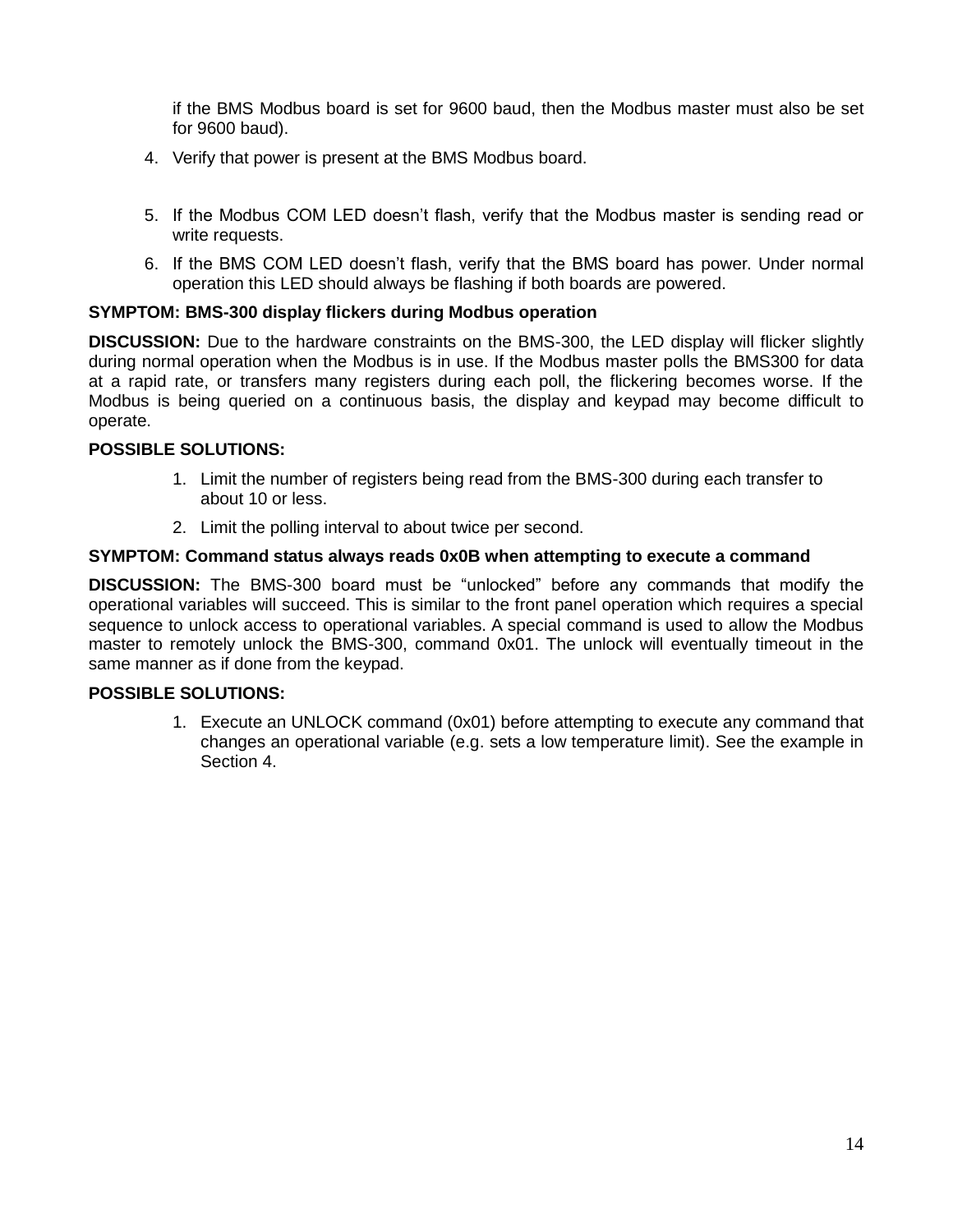if the BMS Modbus board is set for 9600 baud, then the Modbus master must also be set for 9600 baud).

4. Verify that power is present at the BMS Modbus board.
5. If the Modbus COM LED doesn't flash, verify that the Modbus master is sending read or write requests.
6. If the BMS COM LED doesn't flash, verify that the BMS board has power. Under normal operation this LED should always be flashing if both boards are powered.

**SYMPTOM: BMS-300 display flickers during Modbus operation**

**DISCUSSION:** Due to the hardware constraints on the BMS-300, the LED display will flicker slightly during normal operation when the Modbus is in use. If the Modbus master polls the BMS300 for data at a rapid rate, or transfers many registers during each poll, the flickering becomes worse. If the Modbus is being queried on a continuous basis, the display and keypad may become difficult to operate.

**POSSIBLE SOLUTIONS:**

1. Limit the number of registers being read from the BMS-300 during each transfer to about 10 or less.
2. Limit the polling interval to about twice per second.

**SYMPTOM: Command status always reads 0x0B when attempting to execute a command**

**DISCUSSION:** The BMS-300 board must be "unlocked" before any commands that modify the operational variables will succeed. This is similar to the front panel operation which requires a special sequence to unlock access to operational variables. A special command is used to allow the Modbus master to remotely unlock the BMS-300, command 0x01. The unlock will eventually timeout in the same manner as if done from the keypad.

**POSSIBLE SOLUTIONS:**

1. Execute an UNLOCK command (0x01) before attempting to execute any command that changes an operational variable (e.g. sets a low temperature limit). See the example in Section 4.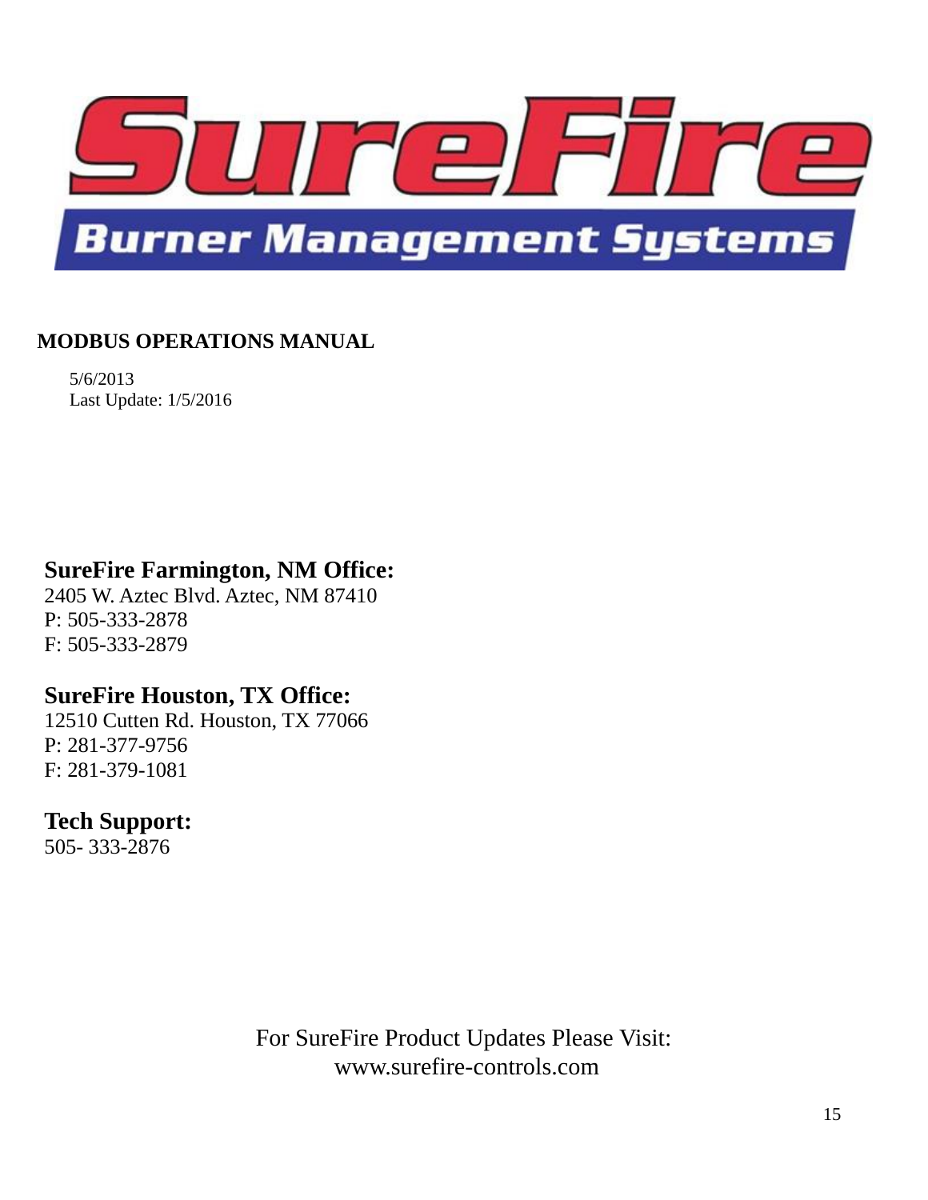# SureFire

**Burner Management Systems**

**MODBUS OPERATIONS MANUAL**

5/6/2013
Last Update: 1/5/2016

**SureFire Farmington, NM Office:**
2405 W. Aztec Blvd. Aztec, NM 87410
P: 505-333-2878
F: 505-333-2879

**SureFire Houston, TX Office:**
12510 Cutten Rd. Houston, TX 77066
P: 281-377-9756
F: 281-379-1081

**Tech Support:**
505- 333-2876

For SureFire Product Updates Please Visit:
www.surefire-controls.com